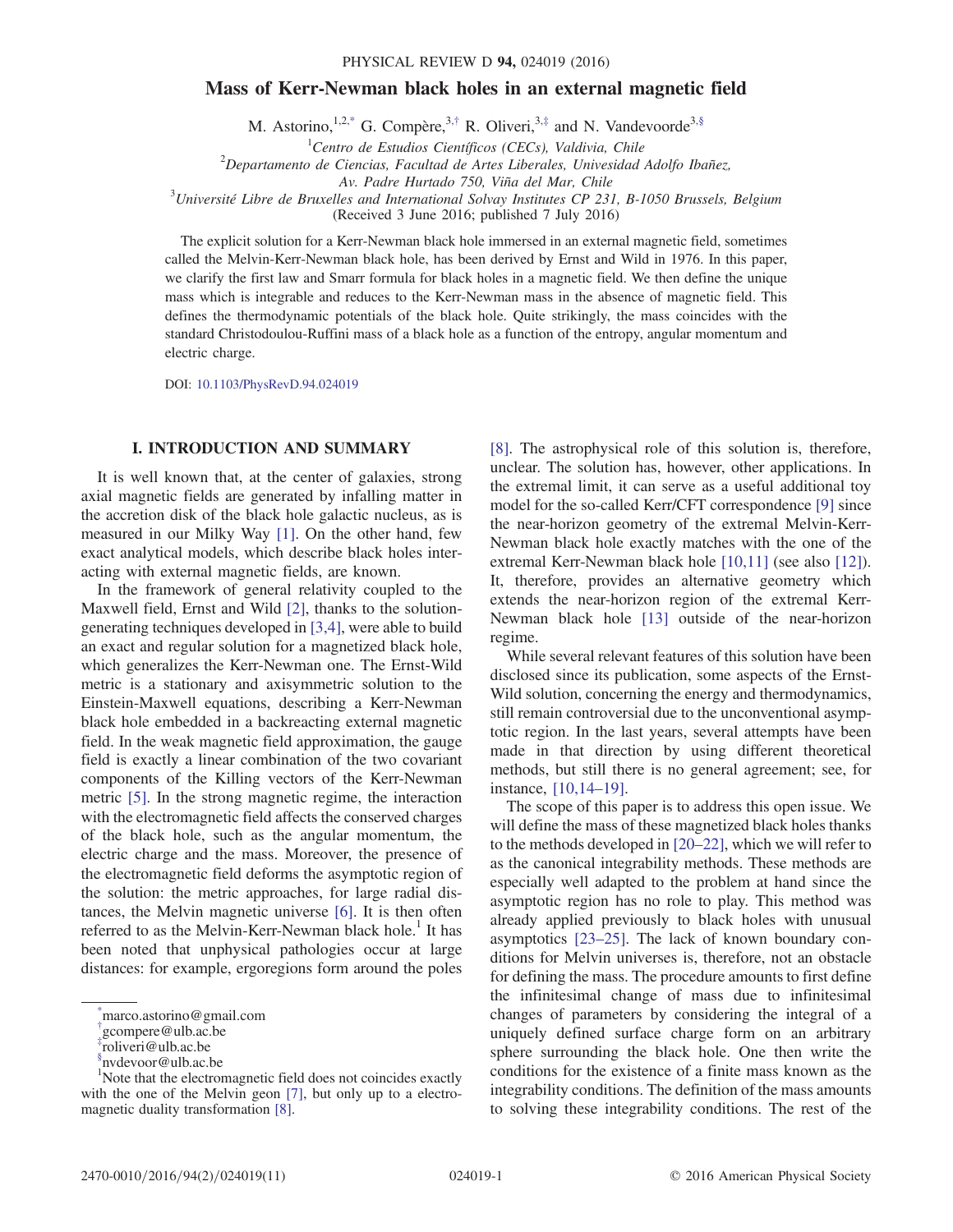# Mass of Kerr-Newman black holes in an external magnetic field

M. Astorino,[1,2,*] G. Compère,[3,†] R. Oliveri,[3,‡] and N. Vandevoorde[3,§]

[1]Centro de Estudios Científicos (CECs), Valdivia, Chile

[2]Departamento de Ciencias, Facultad de Artes Liberales, Univesidad Adolfo Ibañez, Av. Padre Hurtado 750, Viña del Mar, Chile

[3]Université Libre de Bruxelles and International Solvay Institutes CP 231, B-1050 Brussels, Belgium

(Received 3 June 2016; published 7 July 2016)

The explicit solution for a Kerr-Newman black hole immersed in an external magnetic field, sometimes called the Melvin-Kerr-Newman black hole, has been derived by Ernst and Wild in 1976. In this paper, we clarify the first law and Smarr formula for black holes in a magnetic field. We then define the unique mass which is integrable and reduces to the Kerr-Newman mass in the absence of magnetic field. This defines the thermodynamic potentials of the black hole. Quite strikingly, the mass coincides with the standard Christodoulou-Ruffini mass of a black hole as a function of the entropy, angular momentum and electric charge.

DOI: 10.1103/PhysRevD.94.024019

## I. INTRODUCTION AND SUMMARY

It is well known that, at the center of galaxies, strong axial magnetic fields are generated by infalling matter in the accretion disk of the black hole galactic nucleus, as is measured in our Milky Way [1]. On the other hand, few exact analytical models, which describe black holes interacting with external magnetic fields, are known.

In the framework of general relativity coupled to the Maxwell field, Ernst and Wild [2], thanks to the solution-generating techniques developed in [3,4], were able to build an exact and regular solution for a magnetized black hole, which generalizes the Kerr-Newman one. The Ernst-Wild metric is a stationary and axisymmetric solution to the Einstein-Maxwell equations, describing a Kerr-Newman black hole embedded in a backreacting external magnetic field. In the weak magnetic field approximation, the gauge field is exactly a linear combination of the two covariant components of the Killing vectors of the Kerr-Newman metric [5]. In the strong magnetic regime, the interaction with the electromagnetic field affects the conserved charges of the black hole, such as the angular momentum, the electric charge and the mass. Moreover, the presence of the electromagnetic field deforms the asymptotic region of the solution: the metric approaches, for large radial distances, the Melvin magnetic universe [6]. It is then often referred to as the Melvin-Kerr-Newman black hole.[1] It has been noted that unphysical pathologies occur at large distances: for example, ergoregions form around the poles [8]. The astrophysical role of this solution is, therefore, unclear. The solution has, however, other applications. In the extremal limit, it can serve as a useful additional toy model for the so-called Kerr/CFT correspondence [9] since the near-horizon geometry of the extremal Melvin-Kerr-Newman black hole exactly matches with the one of the extremal Kerr-Newman black hole [10,11] (see also [12]). It, therefore, provides an alternative geometry which extends the near-horizon region of the extremal Kerr-Newman black hole [13] outside of the near-horizon regime.

While several relevant features of this solution have been disclosed since its publication, some aspects of the Ernst-Wild solution, concerning the energy and thermodynamics, still remain controversial due to the unconventional asymptotic region. In the last years, several attempts have been made in that direction by using different theoretical methods, but still there is no general agreement; see, for instance, [10,14–19].

The scope of this paper is to address this open issue. We will define the mass of these magnetized black holes thanks to the methods developed in [20–22], which we will refer to as the canonical integrability methods. These methods are especially well adapted to the problem at hand since the asymptotic region has no role to play. This method was already applied previously to black holes with unusual asymptotics [23–25]. The lack of known boundary conditions for Melvin universes is, therefore, not an obstacle for defining the mass. The procedure amounts to first define the infinitesimal change of mass due to infinitesimal changes of parameters by considering the integral of a uniquely defined surface charge form on an arbitrary sphere surrounding the black hole. One then write the conditions for the existence of a finite mass known as the integrability conditions. The definition of the mass amounts to solving these integrability conditions. The rest of the

*marco.astorino@gmail.com

†gcompere@ulb.ac.be

‡roliveri@ulb.ac.be

§nvdevoor@ulb.ac.be

[1]Note that the electromagnetic field does not coincides exactly with the one of the Melvin geon [7], but only up to a electromagnetic duality transformation [8].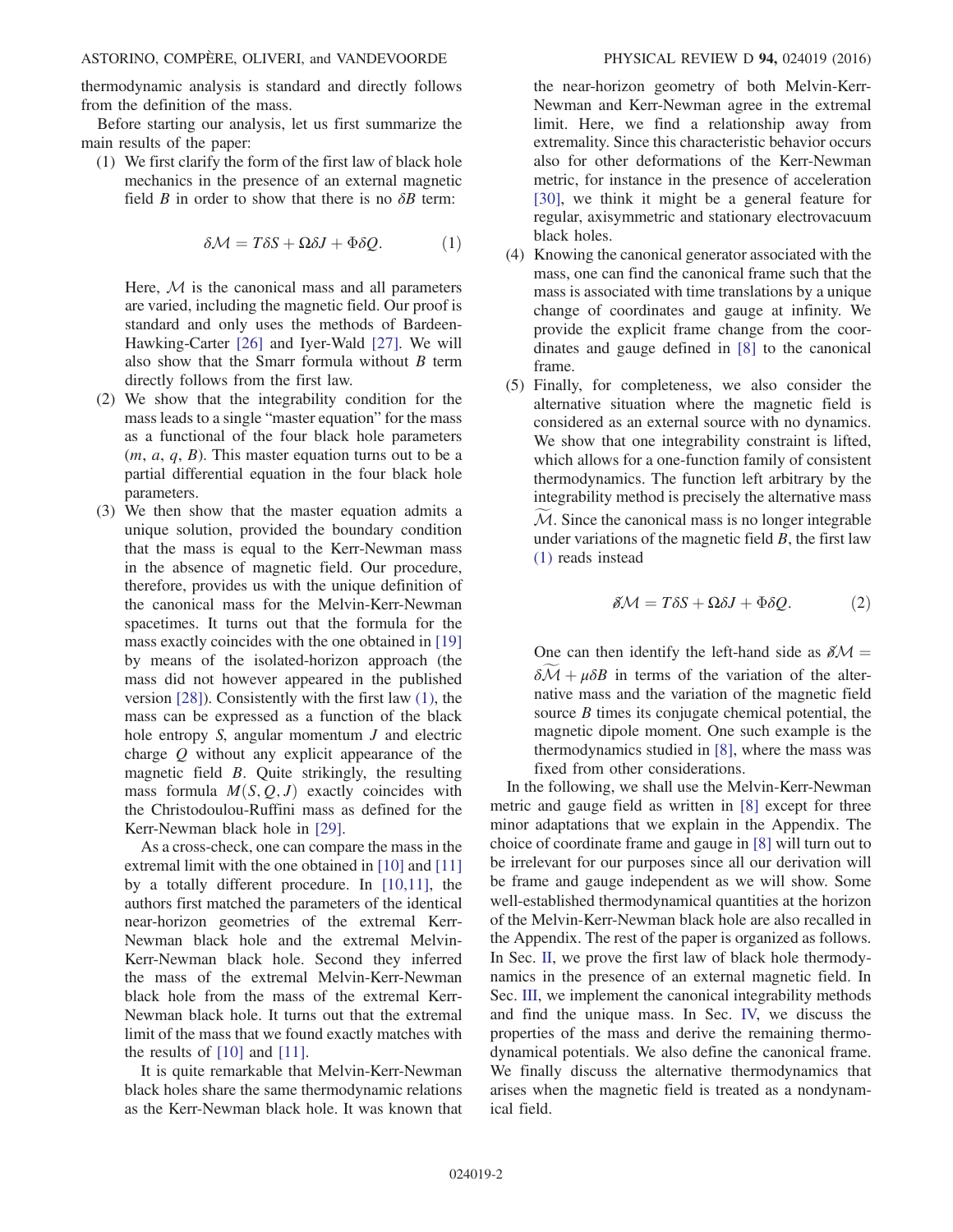thermodynamic analysis is standard and directly follows from the definition of the mass.

Before starting our analysis, let us first summarize the main results of the paper:

(1) We first clarify the form of the first law of black hole mechanics in the presence of an external magnetic field $B$ in order to show that there is no $\delta B$ term:

$$\delta\mathcal{M} = T\delta S + \Omega\delta J + \Phi\delta Q. \tag{1}$$

Here, $\mathcal{M}$ is the canonical mass and all parameters are varied, including the magnetic field. Our proof is standard and only uses the methods of Bardeen-Hawking-Carter [26] and Iyer-Wald [27]. We will also show that the Smarr formula without $B$ term directly follows from the first law.

(2) We show that the integrability condition for the mass leads to a single "master equation" for the mass as a functional of the four black hole parameters $(m, a, q, B)$. This master equation turns out to be a partial differential equation in the four black hole parameters.

(3) We then show that the master equation admits a unique solution, provided the boundary condition that the mass is equal to the Kerr-Newman mass in the absence of magnetic field. Our procedure, therefore, provides us with the unique definition of the canonical mass for the Melvin-Kerr-Newman spacetimes. It turns out that the formula for the mass exactly coincides with the one obtained in [19] by means of the isolated-horizon approach (the mass did not however appeared in the published version [28]). Consistently with the first law (1), the mass can be expressed as a function of the black hole entropy $S$, angular momentum $J$ and electric charge $Q$ without any explicit appearance of the magnetic field $B$. Quite strikingly, the resulting mass formula $M(S, Q, J)$ exactly coincides with the Christodoulou-Ruffini mass as defined for the Kerr-Newman black hole in [29].

As a cross-check, one can compare the mass in the extremal limit with the one obtained in [10] and [11] by a totally different procedure. In [10,11], the authors first matched the parameters of the identical near-horizon geometries of the extremal Kerr-Newman black hole and the extremal Melvin-Kerr-Newman black hole. Second they inferred the mass of the extremal Melvin-Kerr-Newman black hole from the mass of the extremal Kerr-Newman black hole. It turns out that the extremal limit of the mass that we found exactly matches with the results of [10] and [11].

It is quite remarkable that Melvin-Kerr-Newman black holes share the same thermodynamic relations as the Kerr-Newman black hole. It was known that the near-horizon geometry of both Melvin-Kerr-Newman and Kerr-Newman agree in the extremal limit. Here, we find a relationship away from extremality. Since this characteristic behavior occurs also for other deformations of the Kerr-Newman metric, for instance in the presence of acceleration [30], we think it might be a general feature for regular, axisymmetric and stationary electrovacuum black holes.

(4) Knowing the canonical generator associated with the mass, one can find the canonical frame such that the mass is associated with time translations by a unique change of coordinates and gauge at infinity. We provide the explicit frame change from the coordinates and gauge defined in [8] to the canonical frame.

(5) Finally, for completeness, we also consider the alternative situation where the magnetic field is considered as an external source with no dynamics. We show that one integrability constraint is lifted, which allows for a one-function family of consistent thermodynamics. The function left arbitrary by the integrability method is precisely the alternative mass $\widetilde{\mathcal{M}}$. Since the canonical mass is no longer integrable under variations of the magnetic field $B$, the first law (1) reads instead

$$\not{\delta}\mathcal{M} = T\delta S + \Omega\delta J + \Phi\delta Q. \tag{2}$$

One can then identify the left-hand side as $\not{\delta}\mathcal{M} = \delta\widetilde{\mathcal{M}} + \mu\delta B$ in terms of the variation of the alternative mass and the variation of the magnetic field source $B$ times its conjugate chemical potential, the magnetic dipole moment. One such example is the thermodynamics studied in [8], where the mass was fixed from other considerations.

In the following, we shall use the Melvin-Kerr-Newman metric and gauge field as written in [8] except for three minor adaptations that we explain in the Appendix. The choice of coordinate frame and gauge in [8] will turn out to be irrelevant for our purposes since all our derivation will be frame and gauge independent as we will show. Some well-established thermodynamical quantities at the horizon of the Melvin-Kerr-Newman black hole are also recalled in the Appendix. The rest of the paper is organized as follows. In Sec. II, we prove the first law of black hole thermodynamics in the presence of an external magnetic field. In Sec. III, we implement the canonical integrability methods and find the unique mass. In Sec. IV, we discuss the properties of the mass and derive the remaining thermodynamical potentials. We also define the canonical frame. We finally discuss the alternative thermodynamics that arises when the magnetic field is treated as a nondynamical field.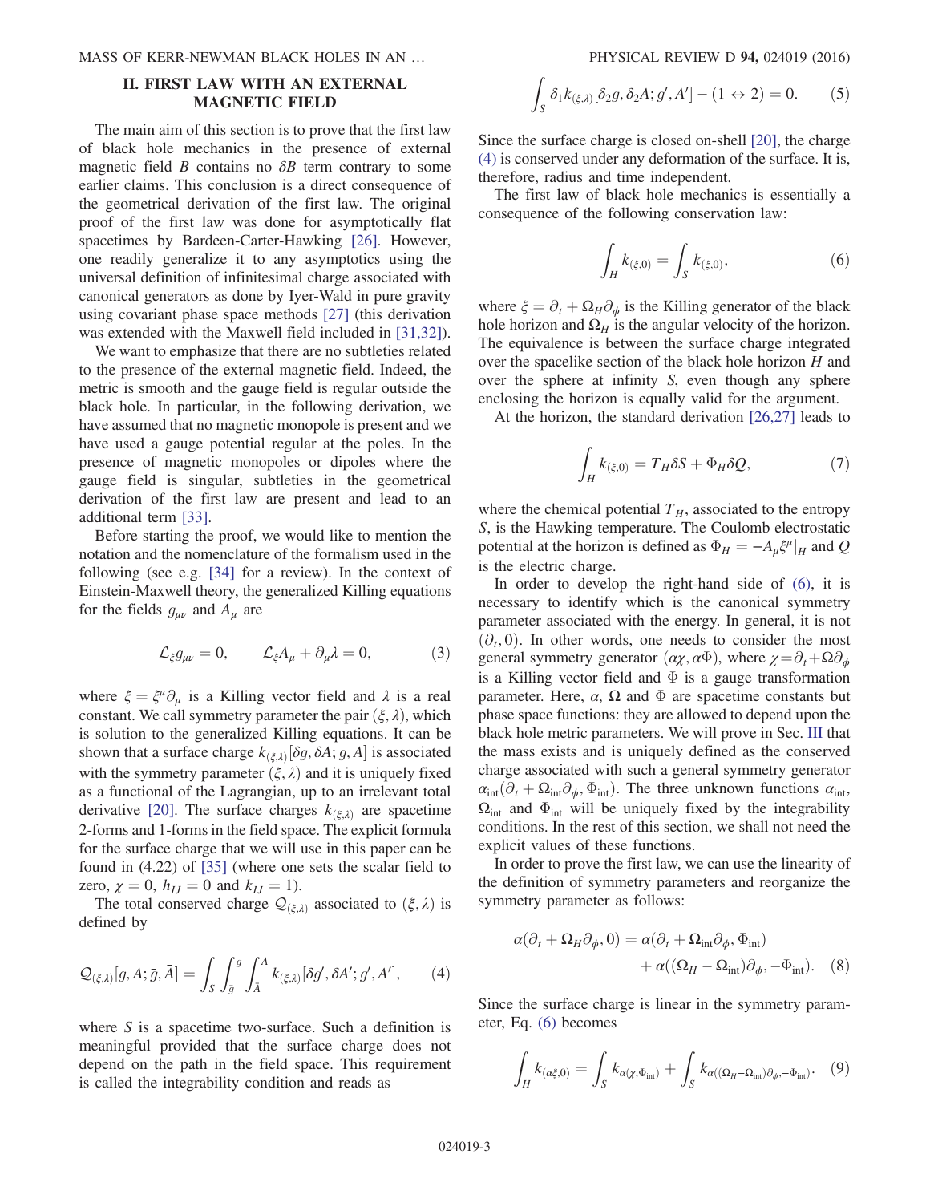## II. FIRST LAW WITH AN EXTERNAL MAGNETIC FIELD

The main aim of this section is to prove that the first law of black hole mechanics in the presence of external magnetic field $B$ contains no $\delta B$ term contrary to some earlier claims. This conclusion is a direct consequence of the geometrical derivation of the first law. The original proof of the first law was done for asymptotically flat spacetimes by Bardeen-Carter-Hawking [26]. However, one readily generalize it to any asymptotics using the universal definition of infinitesimal charge associated with canonical generators as done by Iyer-Wald in pure gravity using covariant phase space methods [27] (this derivation was extended with the Maxwell field included in [31,32]).

We want to emphasize that there are no subtleties related to the presence of the external magnetic field. Indeed, the metric is smooth and the gauge field is regular outside the black hole. In particular, in the following derivation, we have assumed that no magnetic monopole is present and we have used a gauge potential regular at the poles. In the presence of magnetic monopoles or dipoles where the gauge field is singular, subtleties in the geometrical derivation of the first law are present and lead to an additional term [33].

Before starting the proof, we would like to mention the notation and the nomenclature of the formalism used in the following (see e.g. [34] for a review). In the context of Einstein-Maxwell theory, the generalized Killing equations for the fields $g_{\mu\nu}$ and $A_\mu$ are

$$\mathcal{L}_\xi g_{\mu\nu} = 0, \qquad \mathcal{L}_\xi A_\mu + \partial_\mu \lambda = 0, \tag{3}$$

where $\xi = \xi^\mu \partial_\mu$ is a Killing vector field and $\lambda$ is a real constant. We call symmetry parameter the pair $(\xi, \lambda)$, which is solution to the generalized Killing equations. It can be shown that a surface charge $k_{(\xi,\lambda)}[\delta g, \delta A; g, A]$ is associated with the symmetry parameter $(\xi, \lambda)$ and it is uniquely fixed as a functional of the Lagrangian, up to an irrelevant total derivative [20]. The surface charges $k_{(\xi,\lambda)}$ are spacetime 2-forms and 1-forms in the field space. The explicit formula for the surface charge that we will use in this paper can be found in (4.22) of [35] (where one sets the scalar field to zero, $\chi = 0$, $h_{IJ} = 0$ and $k_{IJ} = 1$).

The total conserved charge $\mathcal{Q}_{(\xi,\lambda)}$ associated to $(\xi, \lambda)$ is defined by

$$\mathcal{Q}_{(\xi,\lambda)}[g, A; \bar{g}, \bar{A}] = \int_S \int_{\bar{g}}^{g} \int_{\bar{A}}^{A} k_{(\xi,\lambda)}[\delta g', \delta A'; g', A'], \tag{4}$$

where $S$ is a spacetime two-surface. Such a definition is meaningful provided that the surface charge does not depend on the path in the field space. This requirement is called the integrability condition and reads as

$$\int_S \delta_1 k_{(\xi,\lambda)}[\delta_2 g, \delta_2 A; g', A'] - (1 \leftrightarrow 2) = 0. \tag{5}$$

Since the surface charge is closed on-shell [20], the charge (4) is conserved under any deformation of the surface. It is, therefore, radius and time independent.

The first law of black hole mechanics is essentially a consequence of the following conservation law:

$$\int_H k_{(\xi,0)} = \int_S k_{(\xi,0)}, \tag{6}$$

where $\xi = \partial_t + \Omega_H \partial_\phi$ is the Killing generator of the black hole horizon and $\Omega_H$ is the angular velocity of the horizon. The equivalence is between the surface charge integrated over the spacelike section of the black hole horizon $H$ and over the sphere at infinity $S$, even though any sphere enclosing the horizon is equally valid for the argument.

At the horizon, the standard derivation [26,27] leads to

$$\int_H k_{(\xi,0)} = T_H \delta S + \Phi_H \delta Q, \tag{7}$$

where the chemical potential $T_H$, associated to the entropy $S$, is the Hawking temperature. The Coulomb electrostatic potential at the horizon is defined as $\Phi_H = -A_\mu \xi^\mu|_H$ and $Q$ is the electric charge.

In order to develop the right-hand side of (6), it is necessary to identify which is the canonical symmetry parameter associated with the energy. In general, it is not $(\partial_t, 0)$. In other words, one needs to consider the most general symmetry generator $(\alpha\chi, \alpha\Phi)$, where $\chi = \partial_t + \Omega \partial_\phi$ is a Killing vector field and $\Phi$ is a gauge transformation parameter. Here, $\alpha$, $\Omega$ and $\Phi$ are spacetime constants but phase space functions: they are allowed to depend upon the black hole metric parameters. We will prove in Sec. III that the mass exists and is uniquely defined as the conserved charge associated with such a general symmetry generator $\alpha_{\text{int}}(\partial_t + \Omega_{\text{int}} \partial_\phi, \Phi_{\text{int}})$. The three unknown functions $\alpha_{\text{int}}$, $\Omega_{\text{int}}$ and $\Phi_{\text{int}}$ will be uniquely fixed by the integrability conditions. In the rest of this section, we shall not need the explicit values of these functions.

In order to prove the first law, we can use the linearity of the definition of symmetry parameters and reorganize the symmetry parameter as follows:

$$\alpha(\partial_t + \Omega_H \partial_\phi, 0) = \alpha(\partial_t + \Omega_{\text{int}} \partial_\phi, \Phi_{\text{int}}) + \alpha((\Omega_H - \Omega_{\text{int}})\partial_\phi, -\Phi_{\text{int}}). \tag{8}$$

Since the surface charge is linear in the symmetry parameter, Eq. (6) becomes

$$\int_H k_{(\alpha\xi,0)} = \int_S k_{\alpha(\chi,\Phi_{\text{int}})} + \int_S k_{\alpha((\Omega_H - \Omega_{\text{int}})\partial_\phi, -\Phi_{\text{int}})}. \tag{9}$$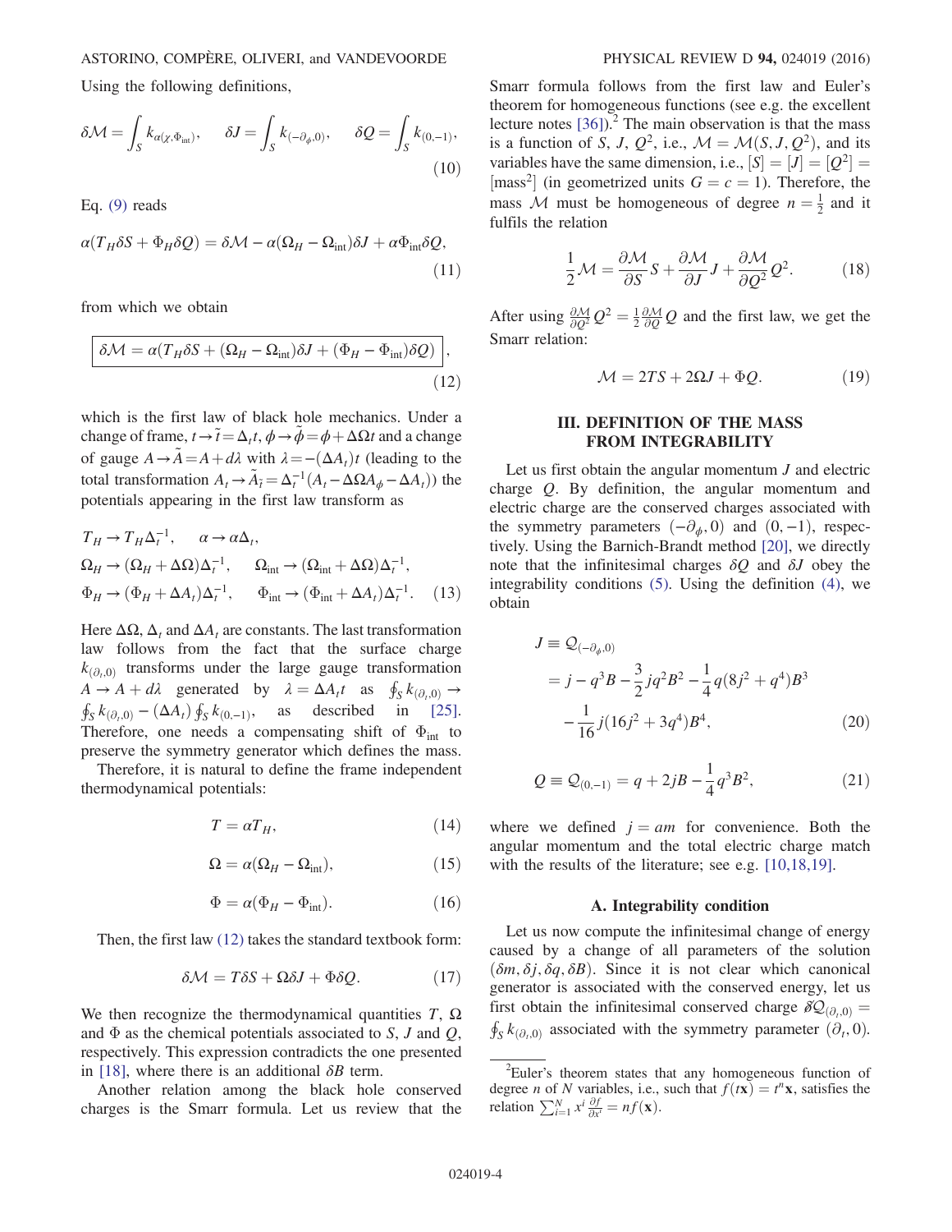Using the following definitions,

$$\delta\mathcal{M} = \int_S k_{\alpha(\chi,\Phi_{\rm int})}, \qquad \delta J = \int_S k_{(-\partial_\phi,0)}, \qquad \delta Q = \int_S k_{(0,-1)}, \tag{10}$$

Eq. (9) reads

$$\alpha(T_H \delta S + \Phi_H \delta Q) = \delta\mathcal{M} - \alpha(\Omega_H - \Omega_{\rm int})\delta J + \alpha\Phi_{\rm int}\delta Q, \tag{11}$$

from which we obtain

$$\boxed{\delta\mathcal{M} = \alpha(T_H \delta S + (\Omega_H - \Omega_{\rm int})\delta J + (\Phi_H - \Phi_{\rm int})\delta Q)}, \tag{12}$$

which is the first law of black hole mechanics. Under a change of frame, $t \to \tilde{t} = \Delta_t t$, $\phi \to \tilde{\phi} = \phi + \Delta\Omega t$ and a change of gauge $A \to \tilde{A} = A + d\lambda$ with $\lambda = -(\Delta A_t)t$ (leading to the total transformation $A_t \to \tilde{A}_{\tilde{t}} = \Delta_t^{-1}(A_t - \Delta\Omega A_\phi - \Delta A_t)$) the potentials appearing in the first law transform as

$$\begin{aligned}
&T_H \to T_H \Delta_t^{-1}, \qquad \alpha \to \alpha\Delta_t, \\
&\Omega_H \to (\Omega_H + \Delta\Omega)\Delta_t^{-1}, \qquad \Omega_{\rm int} \to (\Omega_{\rm int} + \Delta\Omega)\Delta_t^{-1}, \\
&\Phi_H \to (\Phi_H + \Delta A_t)\Delta_t^{-1}, \qquad \Phi_{\rm int} \to (\Phi_{\rm int} + \Delta A_t)\Delta_t^{-1}.
\end{aligned} \tag{13}$$

Here $\Delta\Omega$, $\Delta_t$ and $\Delta A_t$ are constants. The last transformation law follows from the fact that the surface charge $k_{(\partial_t,0)}$ transforms under the large gauge transformation $A \to A + d\lambda$ generated by $\lambda = \Delta A_t t$ as $\oint_S k_{(\partial_t,0)} \to \oint_S k_{(\partial_t,0)} - (\Delta A_t)\oint_S k_{(0,-1)}$, as described in [25]. Therefore, one needs a compensating shift of $\Phi_{\rm int}$ to preserve the symmetry generator which defines the mass.

Therefore, it is natural to define the frame independent thermodynamical potentials:

$$T = \alpha T_H, \tag{14}$$

$$\Omega = \alpha(\Omega_H - \Omega_{\rm int}), \tag{15}$$

$$\Phi = \alpha(\Phi_H - \Phi_{\rm int}). \tag{16}$$

Then, the first law (12) takes the standard textbook form:

$$\delta\mathcal{M} = T\delta S + \Omega\delta J + \Phi\delta Q. \tag{17}$$

We then recognize the thermodynamical quantities $T$, $\Omega$ and $\Phi$ as the chemical potentials associated to $S$, $J$ and $Q$, respectively. This expression contradicts the one presented in [18], where there is an additional $\delta B$ term.

Another relation among the black hole conserved charges is the Smarr formula. Let us review that the Smarr formula follows from the first law and Euler's theorem for homogeneous functions (see e.g. the excellent lecture notes [36]).[2] The main observation is that the mass is a function of $S$, $J$, $Q^2$, i.e., $\mathcal{M} = \mathcal{M}(S, J, Q^2)$, and its variables have the same dimension, i.e., $[S] = [J] = [Q^2] = [\text{mass}^2]$ (in geometrized units $G = c = 1$). Therefore, the mass $\mathcal{M}$ must be homogeneous of degree $n = \frac{1}{2}$ and it fulfils the relation

$$\frac{1}{2}\mathcal{M} = \frac{\partial\mathcal{M}}{\partial S}S + \frac{\partial\mathcal{M}}{\partial J}J + \frac{\partial\mathcal{M}}{\partial Q^2}Q^2. \tag{18}$$

After using $\frac{\partial\mathcal{M}}{\partial Q^2}Q^2 = \frac{1}{2}\frac{\partial\mathcal{M}}{\partial Q}Q$ and the first law, we get the Smarr relation:

$$\mathcal{M} = 2TS + 2\Omega J + \Phi Q. \tag{19}$$

## III. DEFINITION OF THE MASS FROM INTEGRABILITY

Let us first obtain the angular momentum $J$ and electric charge $Q$. By definition, the angular momentum and electric charge are the conserved charges associated with the symmetry parameters $(-\partial_\phi, 0)$ and $(0, -1)$, respectively. Using the Barnich-Brandt method [20], we directly note that the infinitesimal charges $\delta Q$ and $\delta J$ obey the integrability conditions (5). Using the definition (4), we obtain

$$\begin{aligned}
J \equiv \mathcal{Q}_{(-\partial_\phi,0)} &= j - q^3 B - \frac{3}{2}jq^2B^2 - \frac{1}{4}q(8j^2 + q^4)B^3 \\
&\quad - \frac{1}{16}j(16j^2 + 3q^4)B^4,
\end{aligned} \tag{20}$$

$$Q \equiv \mathcal{Q}_{(0,-1)} = q + 2jB - \frac{1}{4}q^3B^2, \tag{21}$$

where we defined $j = am$ for convenience. Both the angular momentum and the total electric charge match with the results of the literature; see e.g. [10,18,19].

### A. Integrability condition

Let us now compute the infinitesimal change of energy caused by a change of all parameters of the solution $(\delta m, \delta j, \delta q, \delta B)$. Since it is not clear which canonical generator is associated with the conserved energy, let us first obtain the infinitesimal conserved charge $\not{\delta}\mathcal{Q}_{(\partial_t,0)} = \oint_S k_{(\partial_t,0)}$ associated with the symmetry parameter $(\partial_t, 0)$.

---

[2] Euler's theorem states that any homogeneous function of degree $n$ of $N$ variables, i.e., such that $f(t\mathbf{x}) = t^n\mathbf{x}$, satisfies the relation $\sum_{i=1}^N x^i \frac{\partial f}{\partial x^i} = nf(\mathbf{x})$.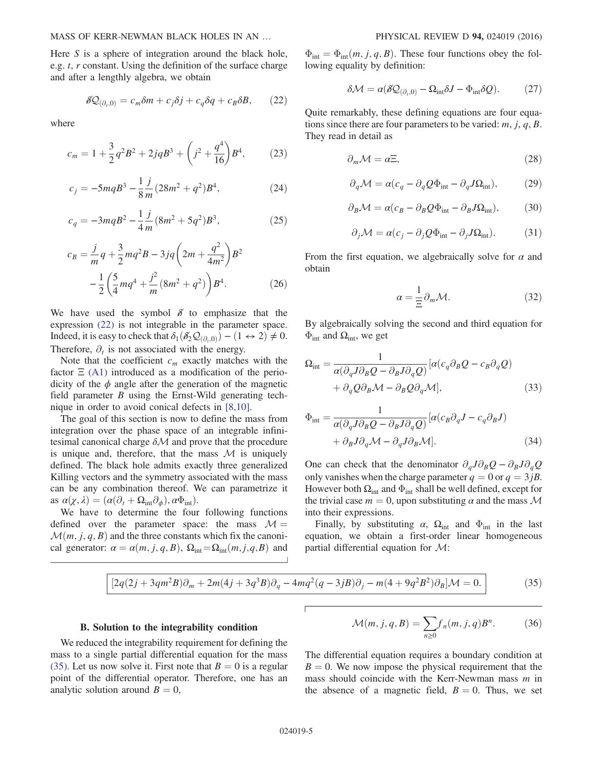Here $S$ is a sphere of integration around the black hole, e.g. $t$, $r$ constant. Using the definition of the surface charge and after a lengthly algebra, we obtain

$$\delta\!\!\!/ \mathcal{Q}_{(\partial_t,0)} = c_m \delta m + c_j \delta j + c_q \delta q + c_B \delta B, \tag{22}$$

where

$$c_m = 1 + \frac{3}{2} q^2 B^2 + 2jqB^3 + \left(j^2 + \frac{q^4}{16}\right) B^4, \tag{23}$$

$$c_j = -5mqB^3 - \frac{1}{8}\frac{j}{m}(28m^2 + q^2)B^4, \tag{24}$$

$$c_q = -3mqB^2 - \frac{1}{4}\frac{j}{m}(8m^2 + 5q^2)B^3, \tag{25}$$

$$c_B = \frac{j}{m} q + \frac{3}{2} mq^2 B - 3jq\left(2m + \frac{q^2}{4m^2}\right)B^2 - \frac{1}{2}\left(\frac{5}{4} mq^4 + \frac{j^2}{m}(8m^2 + q^2)\right)B^4. \tag{26}$$

We have used the symbol $\delta\!\!\!/$ to emphasize that the expression (22) is not integrable in the parameter space. Indeed, it is easy to check that $\delta_1(\delta\!\!\!/_2 \mathcal{Q}_{(\partial_t,0)}) - (1 \leftrightarrow 2) \neq 0$. Therefore, $\partial_t$ is not associated with the energy.

Note that the coefficient $c_m$ exactly matches with the factor $\Xi$ (A1) introduced as a modification of the periodicity of the $\phi$ angle after the generation of the magnetic field parameter $B$ using the Ernst-Wild generating technique in order to avoid conical defects in [8,10].

The goal of this section is now to define the mass from integration over the phase space of an integrable infinitesimal canonical charge $\delta\mathcal{M}$ and prove that the procedure is unique and, therefore, that the mass $\mathcal{M}$ is uniquely defined. The black hole admits exactly three generalized Killing vectors and the symmetry associated with the mass can be any combination thereof. We can parametrize it as $\alpha(\chi, \lambda) = (\alpha(\partial_t + \Omega_{\text{int}}\partial_\phi), \alpha\Phi_{\text{int}})$.

We have to determine the four following functions defined over the parameter space: the mass $\mathcal{M} = \mathcal{M}(m, j, q, B)$ and the three constants which fix the canonical generator: $\alpha = \alpha(m, j, q, B)$, $\Omega_{\text{int}} = \Omega_{\text{int}}(m, j, q, B)$ and $\Phi_{\text{int}} = \Phi_{\text{int}}(m, j, q, B)$. These four functions obey the following equality by definition:

$$\delta\mathcal{M} = \alpha(\delta\!\!\!/ \mathcal{Q}_{(\partial_t,0)} - \Omega_{\text{int}}\delta J - \Phi_{\text{int}}\delta Q). \tag{27}$$

Quite remarkably, these defining equations are four equations since there are four parameters to be varied: $m$, $j$, $q$, $B$. They read in detail as

$$\partial_m \mathcal{M} = \alpha\Xi, \tag{28}$$

$$\partial_q \mathcal{M} = \alpha(c_q - \partial_q Q \Phi_{\text{int}} - \partial_q J \Omega_{\text{int}}), \tag{29}$$

$$\partial_B \mathcal{M} = \alpha(c_B - \partial_B Q \Phi_{\text{int}} - \partial_B J \Omega_{\text{int}}), \tag{30}$$

$$\partial_j \mathcal{M} = \alpha(c_j - \partial_j Q \Phi_{\text{int}} - \partial_j J \Omega_{\text{int}}). \tag{31}$$

From the first equation, we algebraically solve for $\alpha$ and obtain

$$\alpha = \frac{1}{\Xi}\partial_m \mathcal{M}. \tag{32}$$

By algebraically solving the second and third equation for $\Phi_{\text{int}}$ and $\Omega_{\text{int}}$, we get

$$\Omega_{\text{int}} = \frac{1}{\alpha(\partial_q J \partial_B Q - \partial_B J \partial_q Q)}[\alpha(c_q \partial_B Q - c_B \partial_q Q) + \partial_q Q \partial_B \mathcal{M} - \partial_B Q \partial_q \mathcal{M}], \tag{33}$$

$$\Phi_{\text{int}} = \frac{1}{\alpha(\partial_q J \partial_B Q - \partial_B J \partial_q Q)}[\alpha(c_B \partial_q J - c_q \partial_B J) + \partial_B J \partial_q \mathcal{M} - \partial_q J \partial_B \mathcal{M}]. \tag{34}$$

One can check that the denominator $\partial_q J \partial_B Q - \partial_B J \partial_q Q$ only vanishes when the charge parameter $q = 0$ or $q = 3jB$. However both $\Omega_{\text{int}}$ and $\Phi_{\text{int}}$ shall be well defined, except for the trivial case $m = 0$, upon substituting $\alpha$ and the mass $\mathcal{M}$ into their expressions.

Finally, by substituting $\alpha$, $\Omega_{\text{int}}$ and $\Phi_{\text{int}}$ in the last equation, we obtain a first-order linear homogeneous partial differential equation for $\mathcal{M}$:

$$[2q(2j + 3qm^2 B)\partial_m + 2m(4j + 3q^3 B)\partial_q - 4mq^2(q - 3jB)\partial_j - m(4 + 9q^2 B^2)\partial_B]\mathcal{M} = 0. \tag{35}$$

### B. Solution to the integrability condition

We reduced the integrability requirement for defining the mass to a single partial differential equation for the mass (35). Let us now solve it. First note that $B = 0$ is a regular point of the differential operator. Therefore, one has an analytic solution around $B = 0$,

$$\mathcal{M}(m, j, q, B) = \sum_{n \geq 0} f_n(m, j, q) B^n. \tag{36}$$

The differential equation requires a boundary condition at $B = 0$. We now impose the physical requirement that the mass should coincide with the Kerr-Newman mass $m$ in the absence of a magnetic field, $B = 0$. Thus, we set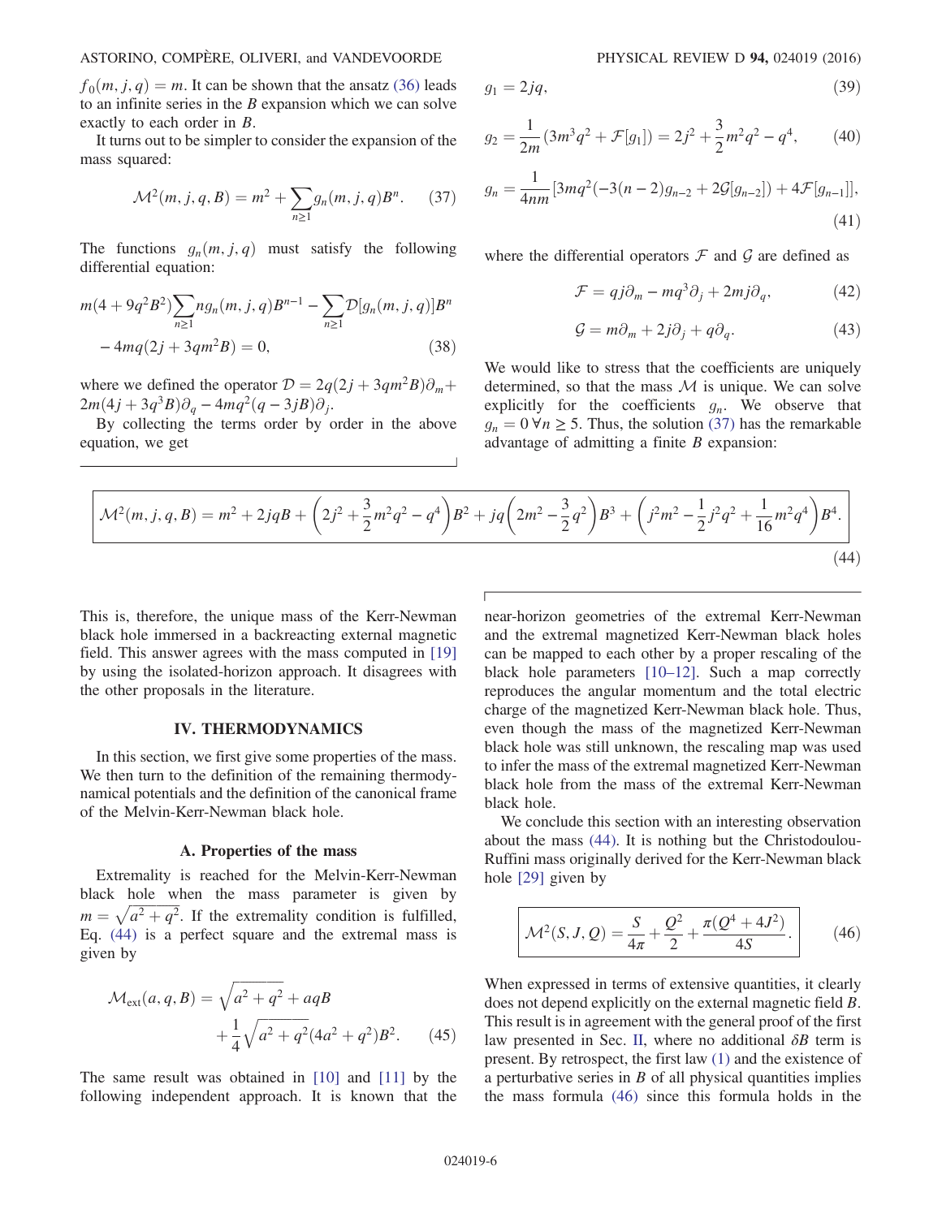$f_0(m, j, q) = m$. It can be shown that the ansatz (36) leads to an infinite series in the $B$ expansion which we can solve exactly to each order in $B$.

It turns out to be simpler to consider the expansion of the mass squared:

$$\mathcal{M}^2(m, j, q, B) = m^2 + \sum_{n\geq 1} g_n(m, j, q) B^n. \tag{37}$$

The functions $g_n(m, j, q)$ must satisfy the following differential equation:

$$m(4 + 9q^2B^2)\sum_{n\geq 1} n g_n(m, j, q)B^{n-1} - \sum_{n\geq 1} \mathcal{D}[g_n(m, j, q)]B^n - 4mq(2j + 3qm^2B) = 0, \tag{38}$$

where we defined the operator $\mathcal{D} = 2q(2j + 3qm^2B)\partial_m + 2m(4j + 3q^3B)\partial_q - 4mq^2(q - 3jB)\partial_j$.

By collecting the terms order by order in the above equation, we get

$$g_1 = 2jq, \tag{39}$$

$$g_2 = \frac{1}{2m}(3m^3q^2 + \mathcal{F}[g_1]) = 2j^2 + \frac{3}{2}m^2q^2 - q^4, \tag{40}$$

$$g_n = \frac{1}{4nm}[3mq^2(-3(n-2)g_{n-2} + 2\mathcal{G}[g_{n-2}]) + 4\mathcal{F}[g_{n-1}]], \tag{41}$$

where the differential operators $\mathcal{F}$ and $\mathcal{G}$ are defined as

$$\mathcal{F} = qj\partial_m - mq^3\partial_j + 2mj\partial_q, \tag{42}$$

$$\mathcal{G} = m\partial_m + 2j\partial_j + q\partial_q. \tag{43}$$

We would like to stress that the coefficients are uniquely determined, so that the mass $\mathcal{M}$ is unique. We can solve explicitly for the coefficients $g_n$. We observe that $g_n = 0\,\forall n \geq 5$. Thus, the solution (37) has the remarkable advantage of admitting a finite $B$ expansion:

$$\mathcal{M}^2(m, j, q, B) = m^2 + 2jqB + \left(2j^2 + \frac{3}{2}m^2q^2 - q^4\right)B^2 + jq\left(2m^2 - \frac{3}{2}q^2\right)B^3 + \left(j^2m^2 - \frac{1}{2}j^2q^2 + \frac{1}{16}m^2q^4\right)B^4. \tag{44}$$

This is, therefore, the unique mass of the Kerr-Newman black hole immersed in a backreacting external magnetic field. This answer agrees with the mass computed in [19] by using the isolated-horizon approach. It disagrees with the other proposals in the literature.

## IV. THERMODYNAMICS

In this section, we first give some properties of the mass. We then turn to the definition of the remaining thermodynamical potentials and the definition of the canonical frame of the Melvin-Kerr-Newman black hole.

### A. Properties of the mass

Extremality is reached for the Melvin-Kerr-Newman black hole when the mass parameter is given by $m = \sqrt{a^2 + q^2}$. If the extremality condition is fulfilled, Eq. (44) is a perfect square and the extremal mass is given by

$$\mathcal{M}_{\text{ext}}(a, q, B) = \sqrt{a^2 + q^2} + aqB + \frac{1}{4}\sqrt{a^2 + q^2}(4a^2 + q^2)B^2. \tag{45}$$

The same result was obtained in [10] and [11] by the following independent approach. It is known that the near-horizon geometries of the extremal Kerr-Newman and the extremal magnetized Kerr-Newman black holes can be mapped to each other by a proper rescaling of the black hole parameters [10–12]. Such a map correctly reproduces the angular momentum and the total electric charge of the magnetized Kerr-Newman black hole. Thus, even though the mass of the magnetized Kerr-Newman black hole was still unknown, the rescaling map was used to infer the mass of the extremal magnetized Kerr-Newman black hole from the mass of the extremal Kerr-Newman black hole.

We conclude this section with an interesting observation about the mass (44). It is nothing but the Christodoulou-Ruffini mass originally derived for the Kerr-Newman black hole [29] given by

$$\mathcal{M}^2(S, J, Q) = \frac{S}{4\pi} + \frac{Q^2}{2} + \frac{\pi(Q^4 + 4J^2)}{4S}. \tag{46}$$

When expressed in terms of extensive quantities, it clearly does not depend explicitly on the external magnetic field $B$. This result is in agreement with the general proof of the first law presented in Sec. II, where no additional $\delta B$ term is present. By retrospect, the first law (1) and the existence of a perturbative series in $B$ of all physical quantities implies the mass formula (46) since this formula holds in the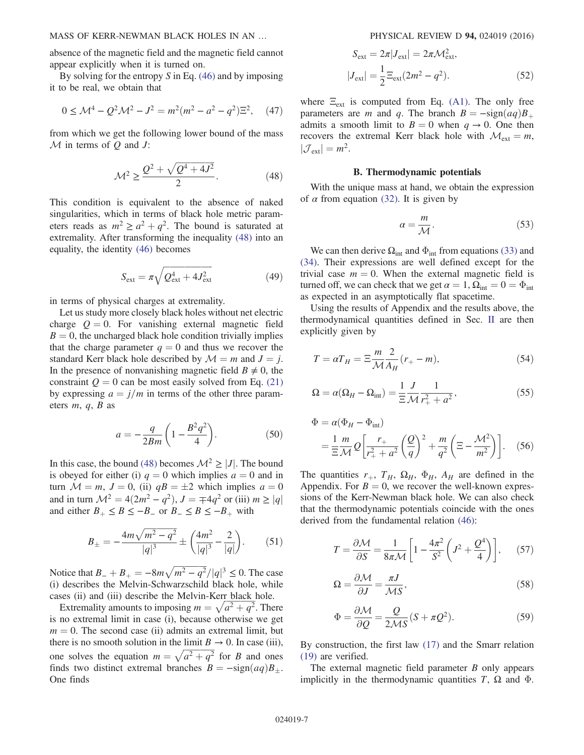absence of the magnetic field and the magnetic field cannot appear explicitly when it is turned on.

By solving for the entropy $S$ in Eq. (46) and by imposing it to be real, we obtain that

$$0 \leq \mathcal{M}^4 - Q^2\mathcal{M}^2 - J^2 = m^2(m^2 - a^2 - q^2)\Xi^2, \quad (47)$$

from which we get the following lower bound of the mass $\mathcal{M}$ in terms of $Q$ and $J$:

$$\mathcal{M}^2 \geq \frac{Q^2 + \sqrt{Q^4 + 4J^2}}{2}. \quad (48)$$

This condition is equivalent to the absence of naked singularities, which in terms of black hole metric parameters reads as $m^2 \geq a^2 + q^2$. The bound is saturated at extremality. After transforming the inequality (48) into an equality, the identity (46) becomes

$$S_{\text{ext}} = \pi\sqrt{Q_{\text{ext}}^4 + 4J_{\text{ext}}^2} \quad (49)$$

in terms of physical charges at extremality.

Let us study more closely black holes without net electric charge $Q = 0$. For vanishing external magnetic field $B = 0$, the uncharged black hole condition trivially implies that the charge parameter $q = 0$ and thus we recover the standard Kerr black hole described by $\mathcal{M} = m$ and $J = j$. In the presence of nonvanishing magnetic field $B \neq 0$, the constraint $Q = 0$ can be most easily solved from Eq. (21) by expressing $a = j/m$ in terms of the other three parameters $m$, $q$, $B$ as

$$a = -\frac{q}{2Bm}\left(1 - \frac{B^2q^2}{4}\right). \quad (50)$$

In this case, the bound (48) becomes $\mathcal{M}^2 \geq |J|$. The bound is obeyed for either (i) $q = 0$ which implies $a = 0$ and in turn $\mathcal{M} = m$, $J = 0$, (ii) $qB = \pm 2$ which implies $a = 0$ and in turn $\mathcal{M}^2 = 4(2m^2 - q^2)$, $J = \mp 4q^2$ or (iii) $m \geq |q|$ and either $B_+ \leq B \leq -B_-$ or $B_- \leq B \leq -B_+$ with

$$B_\pm = -\frac{4m\sqrt{m^2 - q^2}}{|q|^3} \pm \left(\frac{4m^2}{|q|^3} - \frac{2}{|q|}\right). \quad (51)$$

Notice that $B_- + B_+ = -8m\sqrt{m^2 - q^2}/|q|^3 \leq 0$. The case (i) describes the Melvin-Schwarzschild black hole, while cases (ii) and (iii) describe the Melvin-Kerr black hole.

Extremality amounts to imposing $m = \sqrt{a^2 + q^2}$. There is no extremal limit in case (i), because otherwise we get $m = 0$. The second case (ii) admits an extremal limit, but there is no smooth solution in the limit $B \to 0$. In case (iii), one solves the equation $m = \sqrt{a^2 + q^2}$ for $B$ and ones finds two distinct extremal branches $B = -\text{sign}(aq)B_\pm$. One finds

$$S_{\text{ext}} = 2\pi|J_{\text{ext}}| = 2\pi\mathcal{M}_{\text{ext}}^2,$$
$$|J_{\text{ext}}| = \frac{1}{2}\Xi_{\text{ext}}(2m^2 - q^2). \quad (52)$$

where $\Xi_{\text{ext}}$ is computed from Eq. (A1). The only free parameters are $m$ and $q$. The branch $B = -\text{sign}(aq)B_+$ admits a smooth limit to $B = 0$ when $q \to 0$. One then recovers the extremal Kerr black hole with $\mathcal{M}_{\text{ext}} = m$, $|\mathcal{J}_{\text{ext}}| = m^2$.

### B. Thermodynamic potentials

With the unique mass at hand, we obtain the expression of $\alpha$ from equation (32). It is given by

$$\alpha = \frac{m}{\mathcal{M}}. \quad (53)$$

We can then derive $\Omega_{\text{int}}$ and $\Phi_{\text{int}}$ from equations (33) and (34). Their expressions are well defined except for the trivial case $m = 0$. When the external magnetic field is turned off, we can check that we get $\alpha = 1$, $\Omega_{\text{int}} = 0 = \Phi_{\text{int}}$ as expected in an asymptotically flat spacetime.

Using the results of Appendix and the results above, the thermodynamical quantities defined in Sec. II are then explicitly given by

$$T = \alpha T_H = \Xi\frac{m}{\mathcal{M}}\frac{2}{A_H}(r_+ - m), \quad (54)$$

$$\Omega = \alpha(\Omega_H - \Omega_{\text{int}}) = \frac{1}{\Xi}\frac{J}{\mathcal{M}}\frac{1}{r_+^2 + a^2}, \quad (55)$$

$$\Phi = \alpha(\Phi_H - \Phi_{\text{int}})$$
$$= \frac{1}{\Xi}\frac{m}{\mathcal{M}}Q\left[\frac{r_+}{r_+^2 + a^2}\left(\frac{Q}{q}\right)^2 + \frac{m}{q^2}\left(\Xi - \frac{\mathcal{M}^2}{m^2}\right)\right]. \quad (56)$$

The quantities $r_+$, $T_H$, $\Omega_H$, $\Phi_H$, $A_H$ are defined in the Appendix. For $B = 0$, we recover the well-known expressions of the Kerr-Newman black hole. We can also check that the thermodynamic potentials coincide with the ones derived from the fundamental relation (46):

$$T = \frac{\partial\mathcal{M}}{\partial S} = \frac{1}{8\pi\mathcal{M}}\left[1 - \frac{4\pi^2}{S^2}\left(J^2 + \frac{Q^4}{4}\right)\right], \quad (57)$$

$$\Omega = \frac{\partial\mathcal{M}}{\partial J} = \frac{\pi J}{\mathcal{M}S}, \quad (58)$$

$$\Phi = \frac{\partial\mathcal{M}}{\partial Q} = \frac{Q}{2\mathcal{M}S}(S + \pi Q^2). \quad (59)$$

By construction, the first law (17) and the Smarr relation (19) are verified.

The external magnetic field parameter $B$ only appears implicitly in the thermodynamic quantities $T$, $\Omega$ and $\Phi$.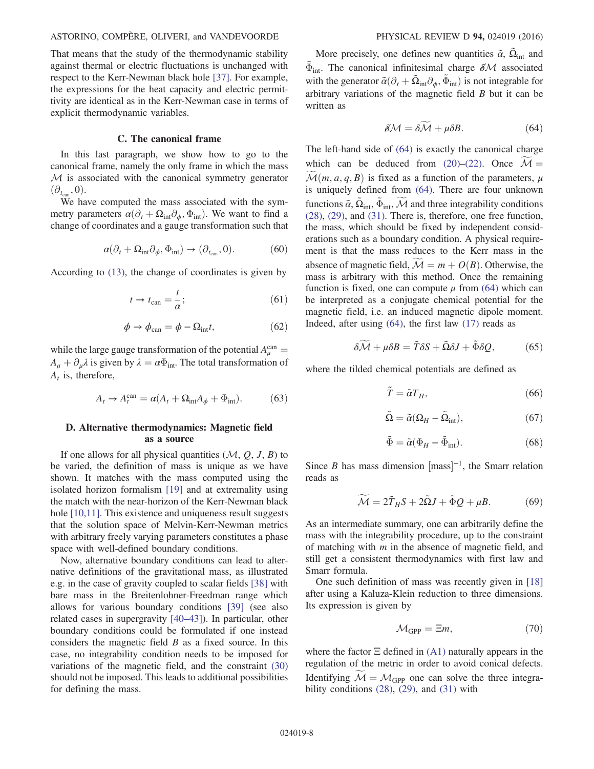That means that the study of the thermodynamic stability against thermal or electric fluctuations is unchanged with respect to the Kerr-Newman black hole [37]. For example, the expressions for the heat capacity and electric permittivity are identical as in the Kerr-Newman case in terms of explicit thermodynamic variables.

### C. The canonical frame

In this last paragraph, we show how to go to the canonical frame, namely the only frame in which the mass $\mathcal{M}$ is associated with the canonical symmetry generator $(\partial_{t_{\rm can}}, 0)$.

We have computed the mass associated with the symmetry parameters $\alpha(\partial_t + \Omega_{\rm int}\partial_\phi, \Phi_{\rm int})$. We want to find a change of coordinates and a gauge transformation such that

$$\alpha(\partial_t + \Omega_{\rm int}\partial_\phi, \Phi_{\rm int}) \to (\partial_{t_{\rm can}}, 0). \tag{60}$$

According to (13), the change of coordinates is given by

$$t \to t_{\rm can} = \frac{t}{\alpha}; \tag{61}$$

$$\phi \to \phi_{\rm can} = \phi - \Omega_{\rm int} t, \tag{62}$$

while the large gauge transformation of the potential $A_\mu^{\rm can} = A_\mu + \partial_\mu \lambda$ is given by $\lambda = \alpha \Phi_{\rm int}$. The total transformation of $A_t$ is, therefore,

$$A_t \to A_t^{\rm can} = \alpha(A_t + \Omega_{\rm int} A_\phi + \Phi_{\rm int}). \tag{63}$$

### D. Alternative thermodynamics: Magnetic field as a source

If one allows for all physical quantities ($\mathcal{M}$, $Q$, $J$, $B$) to be varied, the definition of mass is unique as we have shown. It matches the mass computed using the isolated horizon formalism [19] and at extremality using the match with the near-horizon of the Kerr-Newman black hole [10,11]. This existence and uniqueness result suggests that the solution space of Melvin-Kerr-Newman metrics with arbitrary freely varying parameters constitutes a phase space with well-defined boundary conditions.

Now, alternative boundary conditions can lead to alternative definitions of the gravitational mass, as illustrated e.g. in the case of gravity coupled to scalar fields [38] with bare mass in the Breitenlohner-Freedman range which allows for various boundary conditions [39] (see also related cases in supergravity [40–43]). In particular, other boundary conditions could be formulated if one instead considers the magnetic field $B$ as a fixed source. In this case, no integrability condition needs to be imposed for variations of the magnetic field, and the constraint (30) should not be imposed. This leads to additional possibilities for defining the mass.

More precisely, one defines new quantities $\tilde{\alpha}$, $\tilde{\Omega}_{\rm int}$ and $\tilde{\Phi}_{\rm int}$. The canonical infinitesimal charge $\delta\!\!\!/ \mathcal{M}$ associated with the generator $\tilde{\alpha}(\partial_t + \tilde{\Omega}_{\rm int}\partial_\phi, \tilde{\Phi}_{\rm int})$ is not integrable for arbitrary variations of the magnetic field $B$ but it can be written as

$$\delta\!\!\!/ \mathcal{M} = \delta \widetilde{\mathcal{M}} + \mu \delta B. \tag{64}$$

The left-hand side of (64) is exactly the canonical charge which can be deduced from (20)–(22). Once $\widetilde{\mathcal{M}} = \widetilde{\mathcal{M}}(m, a, q, B)$ is fixed as a function of the parameters, $\mu$ is uniquely defined from (64). There are four unknown functions $\tilde{\alpha}$, $\tilde{\Omega}_{\rm int}$, $\tilde{\Phi}_{\rm int}$, $\widetilde{\mathcal{M}}$ and three integrability conditions (28), (29), and (31). There is, therefore, one free function, the mass, which should be fixed by independent considerations such as a boundary condition. A physical requirement is that the mass reduces to the Kerr mass in the absence of magnetic field, $\widetilde{\mathcal{M}} = m + O(B)$. Otherwise, the mass is arbitrary with this method. Once the remaining function is fixed, one can compute $\mu$ from (64) which can be interpreted as a conjugate chemical potential for the magnetic field, i.e. an induced magnetic dipole moment. Indeed, after using (64), the first law (17) reads as

$$\delta \widetilde{\mathcal{M}} + \mu \delta B = \tilde{T}\delta S + \tilde{\Omega}\delta J + \tilde{\Phi}\delta Q, \tag{65}$$

where the tilded chemical potentials are defined as

$$\tilde{T} = \tilde{\alpha} T_H, \tag{66}$$

$$\tilde{\Omega} = \tilde{\alpha}(\Omega_H - \tilde{\Omega}_{\rm int}), \tag{67}$$

$$\tilde{\Phi} = \tilde{\alpha}(\Phi_H - \tilde{\Phi}_{\rm int}). \tag{68}$$

Since $B$ has mass dimension $[\text{mass}]^{-1}$, the Smarr relation reads as

$$\widetilde{\mathcal{M}} = 2\tilde{T}_H S + 2\tilde{\Omega} J + \tilde{\Phi} Q + \mu B. \tag{69}$$

As an intermediate summary, one can arbitrarily define the mass with the integrability procedure, up to the constraint of matching with $m$ in the absence of magnetic field, and still get a consistent thermodynamics with first law and Smarr formula.

One such definition of mass was recently given in [18] after using a Kaluza-Klein reduction to three dimensions. Its expression is given by

$$\mathcal{M}_{\rm GPP} = \Xi m, \tag{70}$$

where the factor $\Xi$ defined in (A1) naturally appears in the regulation of the metric in order to avoid conical defects. Identifying $\widetilde{\mathcal{M}} = \mathcal{M}_{\rm GPP}$ one can solve the three integrability conditions (28), (29), and (31) with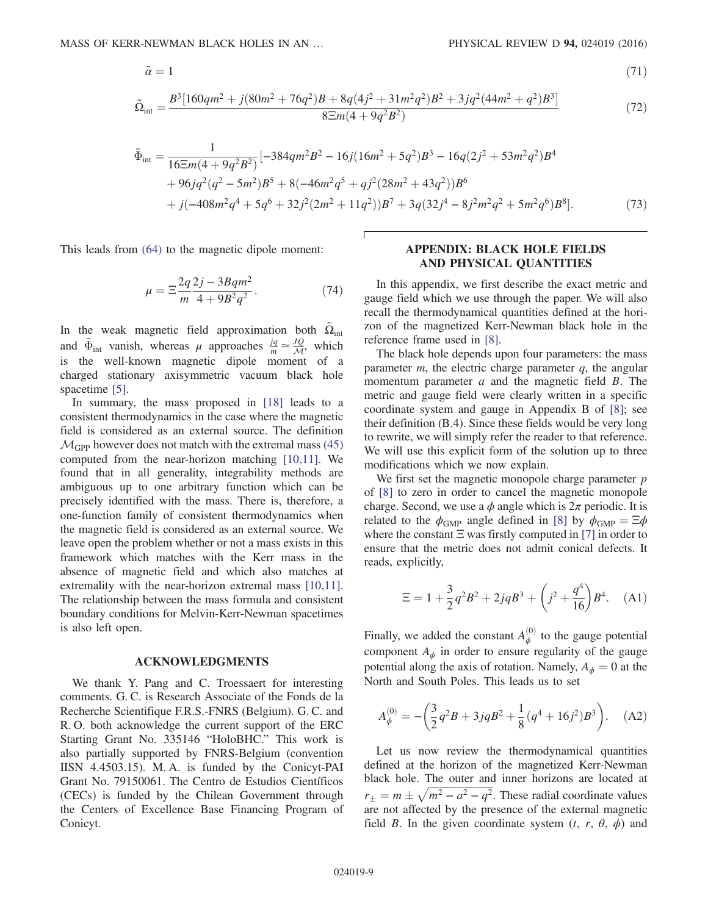$$\tilde{\alpha} = 1 \tag{71}$$

$$\tilde{\Omega}_{\text{int}} = \frac{B^3[160qm^2 + j(80m^2 + 76q^2)B + 8q(4j^2 + 31m^2q^2)B^2 + 3jq^2(44m^2 + q^2)B^3]}{8\Xi m(4 + 9q^2B^2)} \tag{72}$$

$$\begin{aligned}\tilde{\Phi}_{\text{int}} = \frac{1}{16\Xi m(4 + 9q^2B^2)}[&-384qm^2B^2 - 16j(16m^2 + 5q^2)B^3 - 16q(2j^2 + 53m^2q^2)B^4 \\ &+ 96jq^2(q^2 - 5m^2)B^5 + 8(-46m^2q^5 + qj^2(28m^2 + 43q^2))B^6 \\ &+ j(-408m^2q^4 + 5q^6 + 32j^2(2m^2 + 11q^2))B^7 + 3q(32j^4 - 8j^2m^2q^2 + 5m^2q^6)B^8].\end{aligned} \tag{73}$$

This leads from (64) to the magnetic dipole moment:

$$\mu = \Xi \frac{2q}{m} \frac{2j - 3Bqm^2}{4 + 9B^2q^2}. \tag{74}$$

In the weak magnetic field approximation both $\tilde{\Omega}_{\text{int}}$ and $\tilde{\Phi}_{\text{int}}$ vanish, whereas $\mu$ approaches $\frac{jq}{m} \simeq \frac{JQ}{\mathcal{M}}$, which is the well-known magnetic dipole moment of a charged stationary axisymmetric vacuum black hole spacetime [5].

In summary, the mass proposed in [18] leads to a consistent thermodynamics in the case where the magnetic field is considered as an external source. The definition $\mathcal{M}_{\text{GPP}}$ however does not match with the extremal mass (45) computed from the near-horizon matching [10,11]. We found that in all generality, integrability methods are ambiguous up to one arbitrary function which can be precisely identified with the mass. There is, therefore, a one-function family of consistent thermodynamics when the magnetic field is considered as an external source. We leave open the problem whether or not a mass exists in this framework which matches with the Kerr mass in the absence of magnetic field and which also matches at extremality with the near-horizon extremal mass [10,11]. The relationship between the mass formula and consistent boundary conditions for Melvin-Kerr-Newman spacetimes is also left open.

## ACKNOWLEDGMENTS

We thank Y. Pang and C. Troessaert for interesting comments. G. C. is Research Associate of the Fonds de la Recherche Scientifique F.R.S.-FNRS (Belgium). G. C. and R. O. both acknowledge the current support of the ERC Starting Grant No. 335146 "HoloBHC." This work is also partially supported by FNRS-Belgium (convention IISN 4.4503.15). M. A. is funded by the Conicyt-PAI Grant No. 79150061. The Centro de Estudios Científicos (CECs) is funded by the Chilean Government through the Centers of Excellence Base Financing Program of Conicyt.

## APPENDIX: BLACK HOLE FIELDS AND PHYSICAL QUANTITIES

In this appendix, we first describe the exact metric and gauge field which we use through the paper. We will also recall the thermodynamical quantities defined at the horizon of the magnetized Kerr-Newman black hole in the reference frame used in [8].

The black hole depends upon four parameters: the mass parameter $m$, the electric charge parameter $q$, the angular momentum parameter $a$ and the magnetic field $B$. The metric and gauge field were clearly written in a specific coordinate system and gauge in Appendix B of [8]; see their definition (B.4). Since these fields would be very long to rewrite, we will simply refer the reader to that reference. We will use this explicit form of the solution up to three modifications which we now explain.

We first set the magnetic monopole charge parameter $p$ of [8] to zero in order to cancel the magnetic monopole charge. Second, we use a $\phi$ angle which is $2\pi$ periodic. It is related to the $\phi_{\text{GMP}}$ angle defined in [8] by $\phi_{\text{GMP}} = \Xi\phi$ where the constant $\Xi$ was firstly computed in [7] in order to ensure that the metric does not admit conical defects. It reads, explicitly,

$$\Xi = 1 + \frac{3}{2}q^2B^2 + 2jqB^3 + \left(j^2 + \frac{q^4}{16}\right)B^4. \tag{A1}$$

Finally, we added the constant $A_\phi^{(0)}$ to the gauge potential component $A_\phi$ in order to ensure regularity of the gauge potential along the axis of rotation. Namely, $A_\phi = 0$ at the North and South Poles. This leads us to set

$$A_\phi^{(0)} = -\left(\frac{3}{2}q^2B + 3jqB^2 + \frac{1}{8}(q^4 + 16j^2)B^3\right). \tag{A2}$$

Let us now review the thermodynamical quantities defined at the horizon of the magnetized Kerr-Newman black hole. The outer and inner horizons are located at $r_\pm = m \pm \sqrt{m^2 - a^2 - q^2}$. These radial coordinate values are not affected by the presence of the external magnetic field $B$. In the given coordinate system $(t, r, \theta, \phi)$ and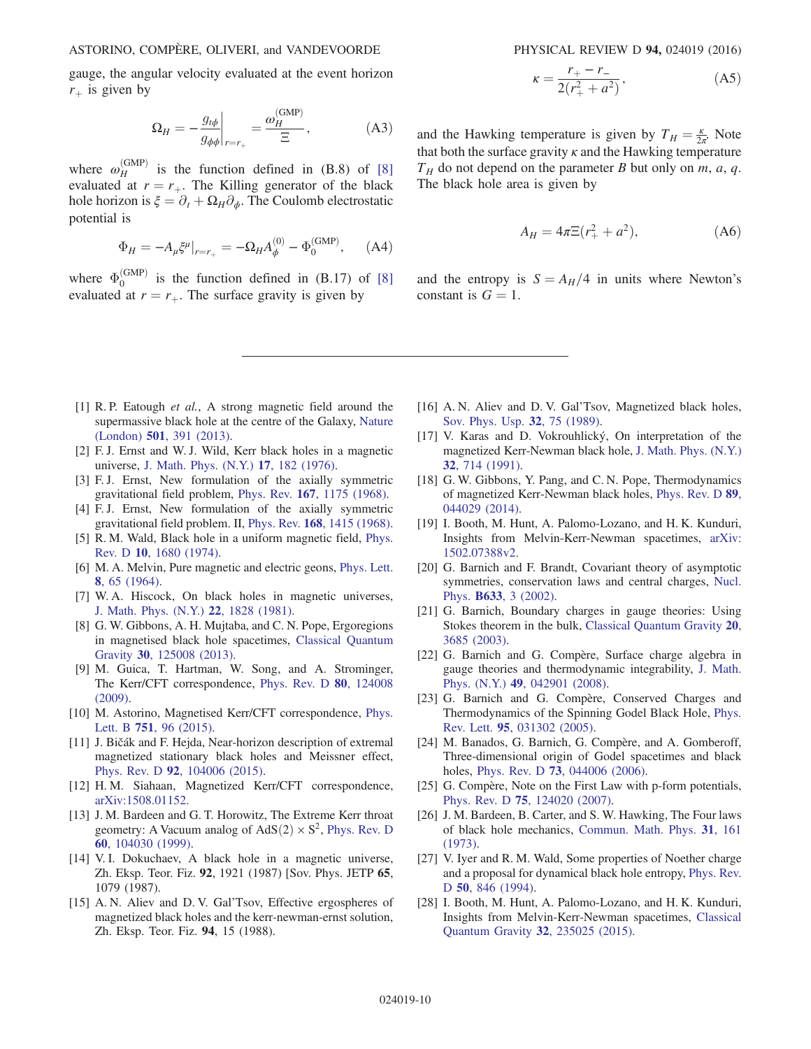gauge, the angular velocity evaluated at the event horizon $r_+$ is given by

$$\Omega_H = -\frac{g_{t\phi}}{g_{\phi\phi}}\bigg|_{r=r_+} = \frac{\omega_H^{(\mathrm{GMP})}}{\Xi}, \tag{A3}$$

where $\omega_H^{(\mathrm{GMP})}$ is the function defined in (B.8) of [8] evaluated at $r = r_+$. The Killing generator of the black hole horizon is $\xi = \partial_t + \Omega_H \partial_\phi$. The Coulomb electrostatic potential is

$$\Phi_H = -A_\mu \xi^\mu|_{r=r_+} = -\Omega_H A_\phi^{(0)} - \Phi_0^{(\mathrm{GMP})}, \tag{A4}$$

where $\Phi_0^{(\mathrm{GMP})}$ is the function defined in (B.17) of [8] evaluated at $r = r_+$. The surface gravity is given by

$$\kappa = \frac{r_+ - r_-}{2(r_+^2 + a^2)}, \tag{A5}$$

and the Hawking temperature is given by $T_H = \frac{\kappa}{2\pi}$. Note that both the surface gravity $\kappa$ and the Hawking temperature $T_H$ do not depend on the parameter $B$ but only on $m$, $a$, $q$. The black hole area is given by

$$A_H = 4\pi \Xi (r_+^2 + a^2), \tag{A6}$$

and the entropy is $S = A_H/4$ in units where Newton's constant is $G = 1$.

---

[1] R. P. Eatough *et al.*, A strong magnetic field around the supermassive black hole at the centre of the Galaxy, Nature (London) **501**, 391 (2013).

[2] F. J. Ernst and W. J. Wild, Kerr black holes in a magnetic universe, J. Math. Phys. (N.Y.) **17**, 182 (1976).

[3] F. J. Ernst, New formulation of the axially symmetric gravitational field problem, Phys. Rev. **167**, 1175 (1968).

[4] F. J. Ernst, New formulation of the axially symmetric gravitational field problem. II, Phys. Rev. **168**, 1415 (1968).

[5] R. M. Wald, Black hole in a uniform magnetic field, Phys. Rev. D **10**, 1680 (1974).

[6] M. A. Melvin, Pure magnetic and electric geons, Phys. Lett. **8**, 65 (1964).

[7] W. A. Hiscock, On black holes in magnetic universes, J. Math. Phys. (N.Y.) **22**, 1828 (1981).

[8] G. W. Gibbons, A. H. Mujtaba, and C. N. Pope, Ergoregions in magnetised black hole spacetimes, Classical Quantum Gravity **30**, 125008 (2013).

[9] M. Guica, T. Hartman, W. Song, and A. Strominger, The Kerr/CFT correspondence, Phys. Rev. D **80**, 124008 (2009).

[10] M. Astorino, Magnetised Kerr/CFT correspondence, Phys. Lett. B **751**, 96 (2015).

[11] J. Bičák and F. Hejda, Near-horizon description of extremal magnetized stationary black holes and Meissner effect, Phys. Rev. D **92**, 104006 (2015).

[12] H. M. Siahaan, Magnetized Kerr/CFT correspondence, arXiv:1508.01152.

[13] J. M. Bardeen and G. T. Horowitz, The Extreme Kerr throat geometry: A Vacuum analog of AdS(2) × S$^2$, Phys. Rev. D **60**, 104030 (1999).

[14] V. I. Dokuchaev, A black hole in a magnetic universe, Zh. Eksp. Teor. Fiz. **92**, 1921 (1987) [Sov. Phys. JETP **65**, 1079 (1987).

[15] A. N. Aliev and D. V. Gal'Tsov, Effective ergospheres of magnetized black holes and the kerr-newman-ernst solution, Zh. Eksp. Teor. Fiz. **94**, 15 (1988).

[16] A. N. Aliev and D. V. Gal'Tsov, Magnetized black holes, Sov. Phys. Usp. **32**, 75 (1989).

[17] V. Karas and D. Vokrouhlický, On interpretation of the magnetized Kerr-Newman black hole, J. Math. Phys. (N.Y.) **32**, 714 (1991).

[18] G. W. Gibbons, Y. Pang, and C. N. Pope, Thermodynamics of magnetized Kerr-Newman black holes, Phys. Rev. D **89**, 044029 (2014).

[19] I. Booth, M. Hunt, A. Palomo-Lozano, and H. K. Kunduri, Insights from Melvin-Kerr-Newman spacetimes, arXiv: 1502.07388v2.

[20] G. Barnich and F. Brandt, Covariant theory of asymptotic symmetries, conservation laws and central charges, Nucl. Phys. **B633**, 3 (2002).

[21] G. Barnich, Boundary charges in gauge theories: Using Stokes theorem in the bulk, Classical Quantum Gravity **20**, 3685 (2003).

[22] G. Barnich and G. Compère, Surface charge algebra in gauge theories and thermodynamic integrability, J. Math. Phys. (N.Y.) **49**, 042901 (2008).

[23] G. Barnich and G. Compère, Conserved Charges and Thermodynamics of the Spinning Godel Black Hole, Phys. Rev. Lett. **95**, 031302 (2005).

[24] M. Banados, G. Barnich, G. Compère, and A. Gomberoff, Three-dimensional origin of Godel spacetimes and black holes, Phys. Rev. D **73**, 044006 (2006).

[25] G. Compère, Note on the First Law with p-form potentials, Phys. Rev. D **75**, 124020 (2007).

[26] J. M. Bardeen, B. Carter, and S. W. Hawking, The Four laws of black hole mechanics, Commun. Math. Phys. **31**, 161 (1973).

[27] V. Iyer and R. M. Wald, Some properties of Noether charge and a proposal for dynamical black hole entropy, Phys. Rev. D **50**, 846 (1994).

[28] I. Booth, M. Hunt, A. Palomo-Lozano, and H. K. Kunduri, Insights from Melvin-Kerr-Newman spacetimes, Classical Quantum Gravity **32**, 235025 (2015).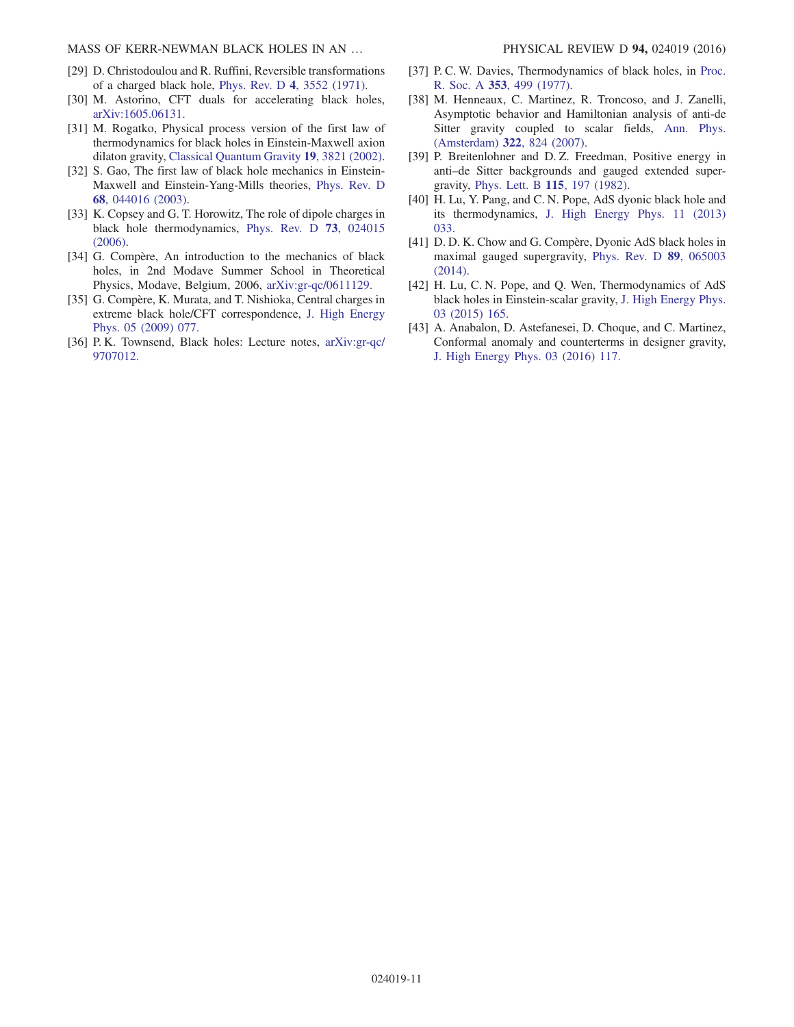[29] D. Christodoulou and R. Ruffini, Reversible transformations of a charged black hole, Phys. Rev. D **4**, 3552 (1971).

[30] M. Astorino, CFT duals for accelerating black holes, arXiv:1605.06131.

[31] M. Rogatko, Physical process version of the first law of thermodynamics for black holes in Einstein-Maxwell axion dilaton gravity, Classical Quantum Gravity **19**, 3821 (2002).

[32] S. Gao, The first law of black hole mechanics in Einstein-Maxwell and Einstein-Yang-Mills theories, Phys. Rev. D **68**, 044016 (2003).

[33] K. Copsey and G. T. Horowitz, The role of dipole charges in black hole thermodynamics, Phys. Rev. D **73**, 024015 (2006).

[34] G. Compère, An introduction to the mechanics of black holes, in 2nd Modave Summer School in Theoretical Physics, Modave, Belgium, 2006, arXiv:gr-qc/0611129.

[35] G. Compère, K. Murata, and T. Nishioka, Central charges in extreme black hole/CFT correspondence, J. High Energy Phys. 05 (2009) 077.

[36] P. K. Townsend, Black holes: Lecture notes, arXiv:gr-qc/9707012.

[37] P. C. W. Davies, Thermodynamics of black holes, in Proc. R. Soc. A **353**, 499 (1977).

[38] M. Henneaux, C. Martinez, R. Troncoso, and J. Zanelli, Asymptotic behavior and Hamiltonian analysis of anti-de Sitter gravity coupled to scalar fields, Ann. Phys. (Amsterdam) **322**, 824 (2007).

[39] P. Breitenlohner and D. Z. Freedman, Positive energy in anti–de Sitter backgrounds and gauged extended supergravity, Phys. Lett. B **115**, 197 (1982).

[40] H. Lu, Y. Pang, and C. N. Pope, AdS dyonic black hole and its thermodynamics, J. High Energy Phys. 11 (2013) 033.

[41] D. D. K. Chow and G. Compère, Dyonic AdS black holes in maximal gauged supergravity, Phys. Rev. D **89**, 065003 (2014).

[42] H. Lu, C. N. Pope, and Q. Wen, Thermodynamics of AdS black holes in Einstein-scalar gravity, J. High Energy Phys. 03 (2015) 165.

[43] A. Anabalon, D. Astefanesei, D. Choque, and C. Martinez, Conformal anomaly and counterterms in designer gravity, J. High Energy Phys. 03 (2016) 117.